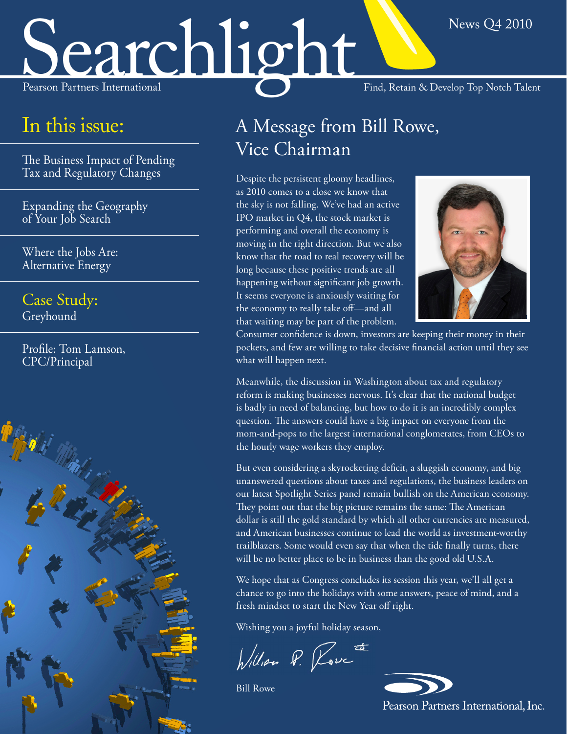# Searchlight

Pearson Partners International

News Q4 2010

Find, Retain & Develop Top Notch Talent

## In this issue:

The Business Impact of Pending Tax and Regulatory Changes

Expanding the Geography of Your Job Search

Where the Jobs Are: Alternative Energy

Case Study: Greyhound

Profile: Tom Lamson, CPC/Principal

## A Message from Bill Rowe, Vice Chairman

Despite the persistent gloomy headlines, as 2010 comes to a close we know that the sky is not falling. We've had an active IPO market in Q4, the stock market is performing and overall the economy is moving in the right direction. But we also know that the road to real recovery will be long because these positive trends are all happening without significant job growth. It seems everyone is anxiously waiting for the economy to really take off—and all that waiting may be part of the problem. Consumer confidence is down, investors are keeping their money in their pockets, and few are willing to take decisive financial action until they see what will happen next.

Meanwhile, the discussion in Washington about tax and regulatory reform is making businesses nervous. It's clear that the national budget is badly in need of balancing, but how to do it is an incredibly complex question. The answers could have a big impact on everyone from the mom-and-pops to the largest international conglomerates, from CEOs to the hourly wage workers they employ.

But even considering a skyrocketing deficit, a sluggish economy, and big unanswered questions about taxes and regulations, the business leaders on our latest Spotlight Series panel remain bullish on the American economy. They point out that the big picture remains the same: The American dollar is still the gold standard by which all other currencies are measured, and American businesses continue to lead the world as investment-worthy trailblazers. Some would even say that when the tide finally turns, there will be no better place to be in business than the good old U.S.A.

We hope that as Congress concludes its session this year, we'll all get a chance to go into the holidays with some answers, peace of mind, and a fresh mindset to start the New Year off right.

Wishing you a joyful holiday season,

William P. Rowe

Bill Rowe

Pearson Partners International, Inc.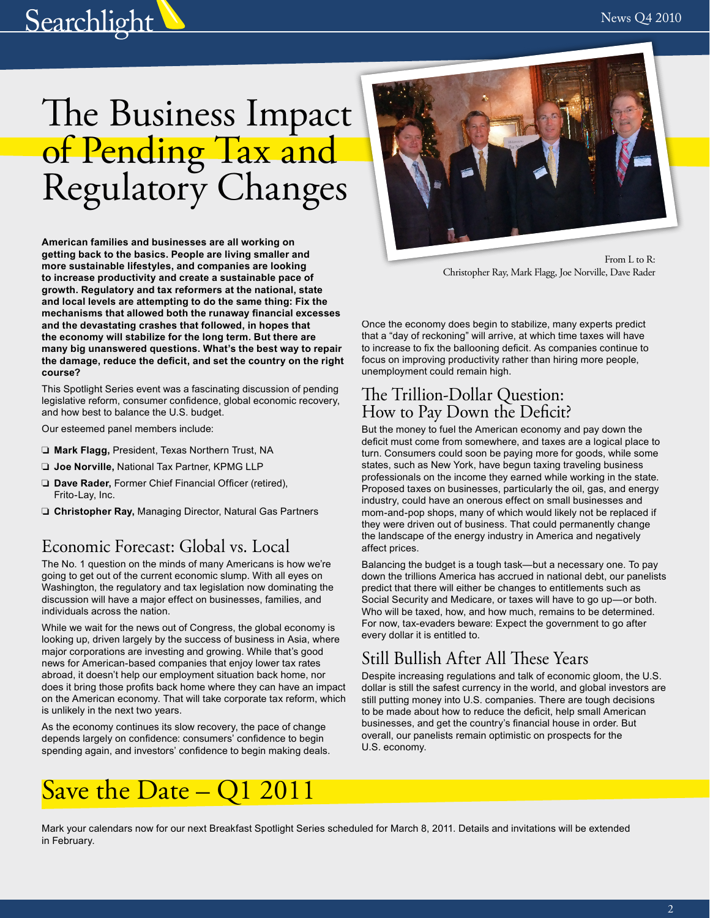# The Business Impact of Pending Tax and Regulatory Changes

**American families and businesses are all working on getting back to the basics. People are living smaller and more sustainable lifestyles, and companies are looking to increase productivity and create a sustainable pace of growth. Regulatory and tax reformers at the national, state and local levels are attempting to do the same thing: Fix the mechanisms that allowed both the runaway financial excesses and the devastating crashes that followed, in hopes that the economy will stabilize for the long term. But there are many big unanswered questions. What's the best way to repair the damage, reduce the deficit, and set the country on the right course?**

This Spotlight Series event was a fascinating discussion of pending legislative reform, consumer confidence, global economic recovery, and how best to balance the U.S. budget.

Our esteemed panel members include:

- **Mark Flagg,** President, Texas Northern Trust, NA
- **Joe Norville,** National Tax Partner, KPMG LLP
- **Dave Rader,** Former Chief Financial Officer (retired), Frito-Lay, Inc.
- **Christopher Ray,** Managing Director, Natural Gas Partners

From L to R: Christopher Ray, Mark Flagg, Joe Norville, Dave Rader

## Economic Forecast: Global vs. Local

The No. 1 question on the minds of many Americans is how we're going to get out of the current economic slump. With all eyes on Washington, the regulatory and tax legislation now dominating the discussion will have a major effect on businesses, families, and individuals across the nation.

While we wait for the news out of Congress, the global economy is looking up, driven largely by the success of business in Asia, where major corporations are investing and growing. While that's good news for American-based companies that enjoy lower tax rates abroad, it doesn't help our employment situation back home, nor does it bring those profits back home where they can have an impact on the American economy. That will take corporate tax reform, which is unlikely in the next two years.

As the economy continues its slow recovery, the pace of change depends largely on confidence: consumers' confidence to begin spending again, and investors' confidence to begin making deals.

Once the economy does begin to stabilize, many experts predict that a "day of reckoning" will arrive, at which time taxes will have to increase to fix the ballooning deficit. As companies continue to focus on improving productivity rather than hiring more people, unemployment could remain high.

## The Trillion-Dollar Question: How to Pay Down the Deficit?

But the money to fuel the American economy and pay down the deficit must come from somewhere, and taxes are a logical place to turn. Consumers could soon be paying more for goods, while some states, such as New York, have begun taxing traveling business professionals on the income they earned while working in the state. Proposed taxes on businesses, particularly the oil, gas, and energy industry, could have an onerous effect on small businesses and mom-and-pop shops, many of which would likely not be replaced if they were driven out of business. That could permanently change the landscape of the energy industry in America and negatively affect prices.

Balancing the budget is a tough task—but a necessary one. To pay down the trillions America has accrued in national debt, our panelists predict that there will either be changes to entitlements such as Social Security and Medicare, or taxes will have to go up—or both. Who will be taxed, how, and how much, remains to be determined. For now, tax-evaders beware: Expect the government to go after every dollar it is entitled to.

## Still Bullish After All These Years

Despite increasing regulations and talk of economic gloom, the U.S. dollar is still the safest currency in the world, and global investors are still putting money into U.S. companies. There are tough decisions to be made about how to reduce the deficit, help small American businesses, and get the country's financial house in order. But overall, our panelists remain optimistic on prospects for the U.S. economy.

# Save the Date – Q1 2011

Mark your calendars now for our next Breakfast Spotlight Series scheduled for March 8, 2011. Details and invitations will be extended in February.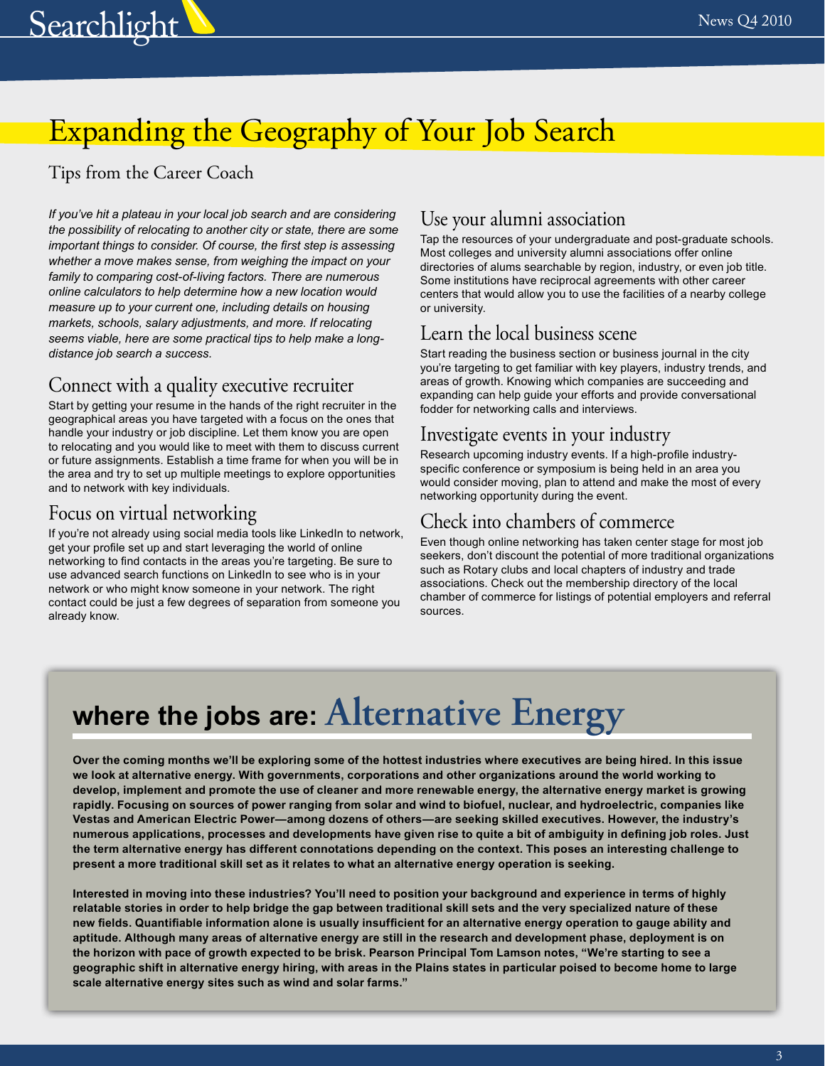# Expanding the Geography of Your Job Search

Tips from the Career Coach

*If you've hit a plateau in your local job search and are considering the possibility of relocating to another city or state, there are some important things to consider. Of course, the first step is assessing whether a move makes sense, from weighing the impact on your family to comparing cost-of-living factors. There are numerous online calculators to help determine how a new location would measure up to your current one, including details on housing markets, schools, salary adjustments, and more. If relocating seems viable, here are some practical tips to help make a long-distance job search a success.*

## Connect with a quality executive recruiter

Start by getting your resume in the hands of the right recruiter in the geographical areas you have targeted with a focus on the ones that handle your industry or job discipline. Let them know you are open to relocating and you would like to meet with them to discuss current or future assignments. Establish a time frame for when you will be in the area and try to set up multiple meetings to explore opportunities and to network with key individuals.

## Focus on virtual networking

If you're not already using social media tools like LinkedIn to network, get your profile set up and start leveraging the world of online networking to find contacts in the areas you're targeting. Be sure to use advanced search functions on LinkedIn to see who is in your network or who might know someone in your network. The right contact could be just a few degrees of separation from someone you already know.

## Use your alumni association

Tap the resources of your undergraduate and post-graduate schools. Most colleges and university alumni associations offer online directories of alums searchable by region, industry, or even job title. Some institutions have reciprocal agreements with other career centers that would allow you to use the facilities of a nearby college or university.

## Learn the local business scene

Start reading the business section or business journal in the city you're targeting to get familiar with key players, industry trends, and areas of growth. Knowing which companies are succeeding and expanding can help guide your efforts and provide conversational fodder for networking calls and interviews.

## Investigate events in your industry

Research upcoming industry events. If a high-profile industry-specific conference or symposium is being held in an area you would consider moving, plan to attend and make the most of every networking opportunity during the event.

## Check into chambers of commerce

Even though online networking has taken center stage for most job seekers, don't discount the potential of more traditional organizations such as Rotary clubs and local chapters of industry and trade associations. Check out the membership directory of the local chamber of commerce for listings of potential employers and referral sources.

# where the jobs are: Alternative Energy

**Over the coming months we'll be exploring some of the hottest industries where executives are being hired. In this issue we look at alternative energy. With governments, corporations and other organizations around the world working to develop, implement and promote the use of cleaner and more renewable energy, the alternative energy market is growing rapidly. Focusing on sources of power ranging from solar and wind to biofuel, nuclear, and hydroelectric, companies like Vestas and American Electric Power—among dozens of others—are seeking skilled executives. However, the industry's numerous applications, processes and developments have given rise to quite a bit of ambiguity in defining job roles. Just the term alternative energy has different connotations depending on the context. This poses an interesting challenge to present a more traditional skill set as it relates to what an alternative energy operation is seeking.**

**Interested in moving into these industries? You'll need to position your background and experience in terms of highly relatable stories in order to help bridge the gap between traditional skill sets and the very specialized nature of these new fields. Quantifiable information alone is usually insufficient for an alternative energy operation to gauge ability and aptitude. Although many areas of alternative energy are still in the research and development phase, deployment is on the horizon with pace of growth expected to be brisk. Pearson Principal Tom Lamson notes, "We're starting to see a geographic shift in alternative energy hiring, with areas in the Plains states in particular poised to become home to large scale alternative energy sites such as wind and solar farms."**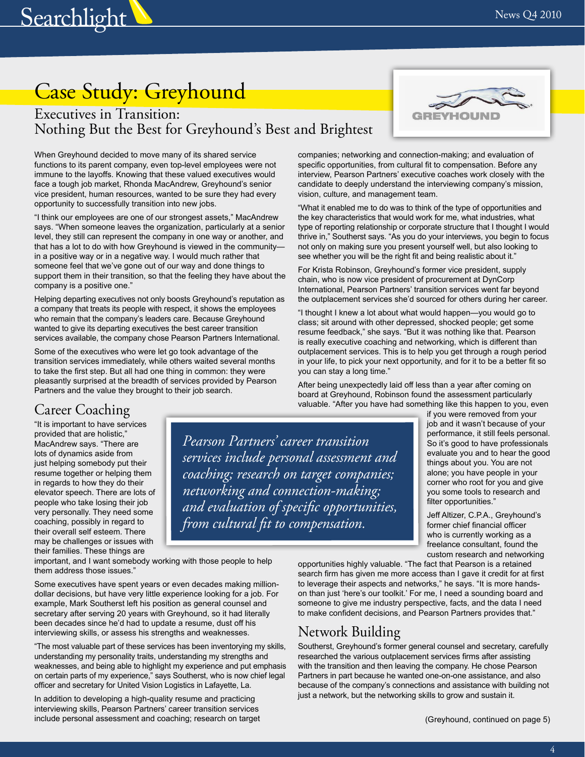# Case Study: Greyhound

## Executives in Transition: Nothing But the Best for Greyhound's Best and Brightest

When Greyhound decided to move many of its shared service functions to its parent company, even top-level employees were not immune to the layoffs. Knowing that these valued executives would face a tough job market, Rhonda MacAndrew, Greyhound's senior vice president, human resources, wanted to be sure they had every opportunity to successfully transition into new jobs.

"I think our employees are one of our strongest assets," MacAndrew says. "When someone leaves the organization, particularly at a senior level, they still can represent the company in one way or another, and that has a lot to do with how Greyhound is viewed in the community—in a positive way or in a negative way. I would much rather that someone feel that we've gone out of our way and done things to support them in their transition, so that the feeling they have about the company is a positive one."

Helping departing executives not only boosts Greyhound's reputation as a company that treats its people with respect, it shows the employees who remain that the company's leaders care. Because Greyhound wanted to give its departing executives the best career transition services available, the company chose Pearson Partners International.

Some of the executives who were let go took advantage of the transition services immediately, while others waited several months to take the first step. But all had one thing in common: they were pleasantly surprised at the breadth of services provided by Pearson Partners and the value they brought to their job search.

## Career Coaching

"It is important to have services provided that are holistic," MacAndrew says. "There are lots of dynamics aside from just helping somebody put their resume together or helping them in regards to how they do their elevator speech. There are lots of people who take losing their job very personally. They need some coaching, possibly in regard to their overall self esteem. There may be challenges or issues with their families. These things are important, and I want somebody working with those people to help them address those issues."

*Pearson Partners' career transition services include personal assessment and coaching; research on target companies; networking and connection-making; and evaluation of specific opportunities, from cultural fit to compensation.*

Some executives have spent years or even decades making million-dollar decisions, but have very little experience looking for a job. For example, Mark Southerst left his position as general counsel and secretary after serving 20 years with Greyhound, so it had literally been decades since he'd had to update a resume, dust off his interviewing skills, or assess his strengths and weaknesses.

"The most valuable part of these services has been inventorying my skills, understanding my personality traits, understanding my strengths and weaknesses, and being able to highlight my experience and put emphasis on certain parts of my experience," says Southerst, who is now chief legal officer and secretary for United Vision Logistics in Lafayette, La.

In addition to developing a high-quality resume and practicing interviewing skills, Pearson Partners' career transition services include personal assessment and coaching; research on target companies; networking and connection-making; and evaluation of specific opportunities, from cultural fit to compensation. Before any interview, Pearson Partners' executive coaches work closely with the candidate to deeply understand the interviewing company's mission, vision, culture, and management team.

"What it enabled me to do was to think of the type of opportunities and the key characteristics that would work for me, what industries, what type of reporting relationship or corporate structure that I thought I would thrive in," Southerst says. "As you do your interviews, you begin to focus not only on making sure you present yourself well, but also looking to see whether you will be the right fit and being realistic about it."

For Krista Robinson, Greyhound's former vice president, supply chain, who is now vice president of procurement at DynCorp International, Pearson Partners' transition services went far beyond the outplacement services she'd sourced for others during her career.

"I thought I knew a lot about what would happen—you would go to class; sit around with other depressed, shocked people; get some resume feedback," she says. "But it was nothing like that. Pearson is really executive coaching and networking, which is different than outplacement services. This is to help you get through a rough period in your life, to pick your next opportunity, and for it to be a better fit so you can stay a long time."

After being unexpectedly laid off less than a year after coming on board at Greyhound, Robinson found the assessment particularly valuable. "After you have had something like this happen to you, even if you were removed from your job and it wasn't because of your performance, it still feels personal. So it's good to have professionals evaluate you and to hear the good things about you. You are not alone; you have people in your corner who root for you and give you some tools to research and filter opportunities."

Jeff Altizer, C.P.A., Greyhound's former chief financial officer who is currently working as a freelance consultant, found the custom research and networking opportunities highly valuable. "The fact that Pearson is a retained search firm has given me more access than I gave it credit for at first to leverage their aspects and networks," he says. "It is more hands-on than just 'here's our toolkit.' For me, I need a sounding board and someone to give me industry perspective, facts, and the data I need to make confident decisions, and Pearson Partners provides that."

## Network Building

Southerst, Greyhound's former general counsel and secretary, carefully researched the various outplacement services firms after assisting with the transition and then leaving the company. He chose Pearson Partners in part because he wanted one-on-one assistance, and also because of the company's connections and assistance with building not just a network, but the networking skills to grow and sustain it.

(Greyhound, continued on page 5)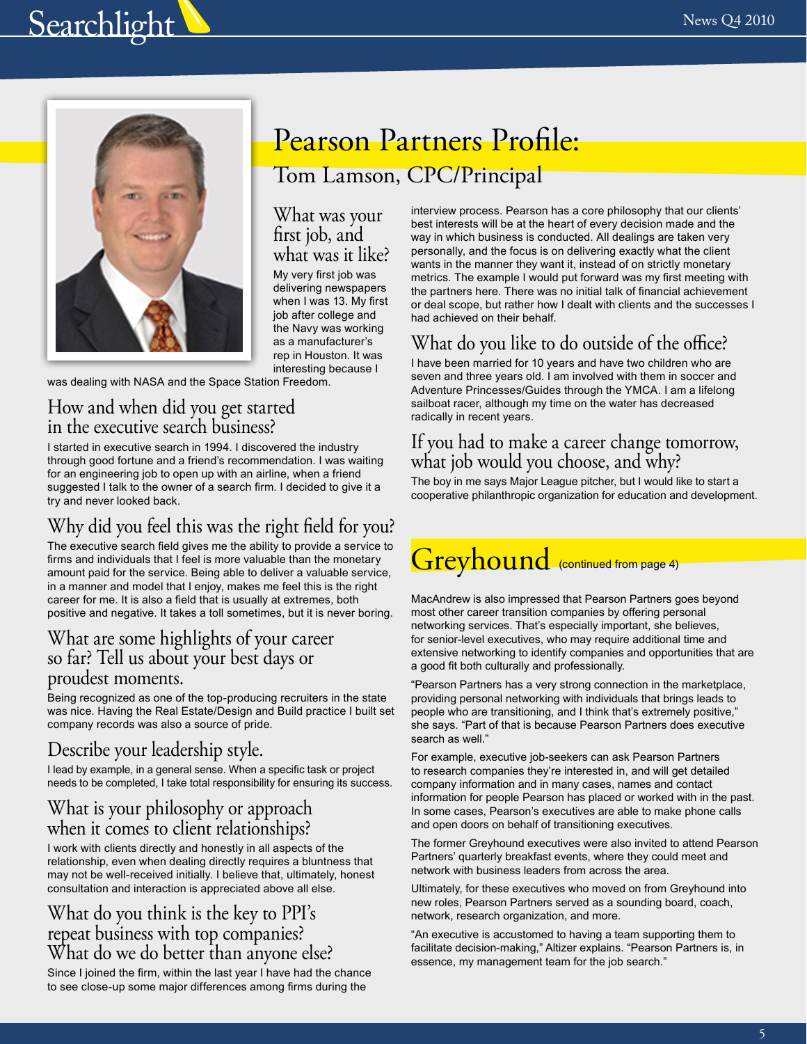# Pearson Partners Profile:

## Tom Lamson, CPC/Principal

### What was your first job, and what was it like?

My very first job was delivering newspapers when I was 13. My first job after college and the Navy was working as a manufacturer's rep in Houston. It was interesting because I was dealing with NASA and the Space Station Freedom.

### How and when did you get started in the executive search business?

I started in executive search in 1994. I discovered the industry through good fortune and a friend's recommendation. I was waiting for an engineering job to open up with an airline, when a friend suggested I talk to the owner of a search firm. I decided to give it a try and never looked back.

### Why did you feel this was the right field for you?

The executive search field gives me the ability to provide a service to firms and individuals that I feel is more valuable than the monetary amount paid for the service. Being able to deliver a valuable service, in a manner and model that I enjoy, makes me feel this is the right career for me. It is also a field that is usually at extremes, both positive and negative. It takes a toll sometimes, but it is never boring.

### What are some highlights of your career so far? Tell us about your best days or proudest moments.

Being recognized as one of the top-producing recruiters in the state was nice. Having the Real Estate/Design and Build practice I built set company records was also a source of pride.

### Describe your leadership style.

I lead by example, in a general sense. When a specific task or project needs to be completed, I take total responsibility for ensuring its success.

### What is your philosophy or approach when it comes to client relationships?

I work with clients directly and honestly in all aspects of the relationship, even when dealing directly requires a bluntness that may not be well-received initially. I believe that, ultimately, honest consultation and interaction is appreciated above all else.

### What do you think is the key to PPI's repeat business with top companies? What do we do better than anyone else?

Since I joined the firm, within the last year I have had the chance to see close-up some major differences among firms during the interview process. Pearson has a core philosophy that our clients' best interests will be at the heart of every decision made and the way in which business is conducted. All dealings are taken very personally, and the focus is on delivering exactly what the client wants in the manner they want it, instead of on strictly monetary metrics. The example I would put forward was my first meeting with the partners here. There was no initial talk of financial achievement or deal scope, but rather how I dealt with clients and the successes I had achieved on their behalf.

### What do you like to do outside of the office?

I have been married for 10 years and have two children who are seven and three years old. I am involved with them in soccer and Adventure Princesses/Guides through the YMCA. I am a lifelong sailboat racer, although my time on the water has decreased radically in recent years.

### If you had to make a career change tomorrow, what job would you choose, and why?

The boy in me says Major League pitcher, but I would like to start a cooperative philanthropic organization for education and development.

# Greyhound (continued from page 4)

MacAndrew is also impressed that Pearson Partners goes beyond most other career transition companies by offering personal networking services. That's especially important, she believes, for senior-level executives, who may require additional time and extensive networking to identify companies and opportunities that are a good fit both culturally and professionally.

"Pearson Partners has a very strong connection in the marketplace, providing personal networking with individuals that brings leads to people who are transitioning, and I think that's extremely positive," she says. "Part of that is because Pearson Partners does executive search as well."

For example, executive job-seekers can ask Pearson Partners to research companies they're interested in, and will get detailed company information and in many cases, names and contact information for people Pearson has placed or worked with in the past. In some cases, Pearson's executives are able to make phone calls and open doors on behalf of transitioning executives.

The former Greyhound executives were also invited to attend Pearson Partners' quarterly breakfast events, where they could meet and network with business leaders from across the area.

Ultimately, for these executives who moved on from Greyhound into new roles, Pearson Partners served as a sounding board, coach, network, research organization, and more.

"An executive is accustomed to having a team supporting them to facilitate decision-making," Altizer explains. "Pearson Partners is, in essence, my management team for the job search."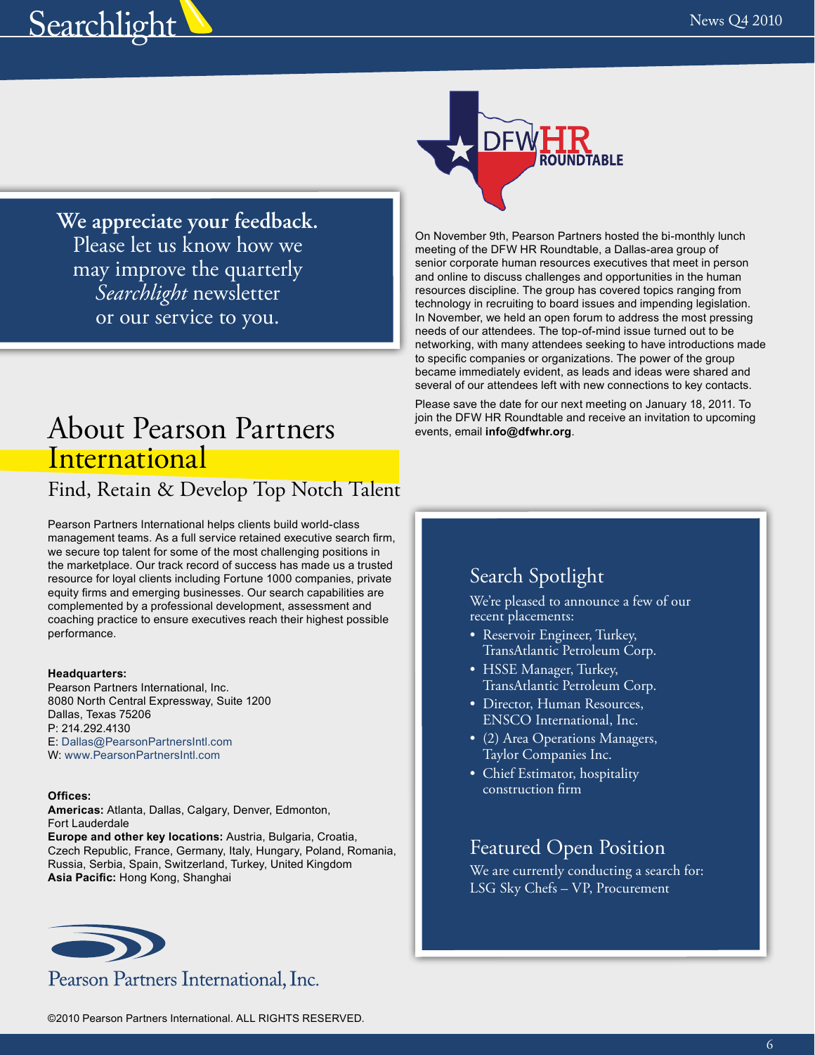**We appreciate your feedback.**
Please let us know how we may improve the quarterly *Searchlight* newsletter or our service to you.

DFW HR ROUNDTABLE

On November 9th, Pearson Partners hosted the bi-monthly lunch meeting of the DFW HR Roundtable, a Dallas-area group of senior corporate human resources executives that meet in person and online to discuss challenges and opportunities in the human resources discipline. The group has covered topics ranging from technology in recruiting to board issues and impending legislation. In November, we held an open forum to address the most pressing needs of our attendees. The top-of-mind issue turned out to be networking, with many attendees seeking to have introductions made to specific companies or organizations. The power of the group became immediately evident, as leads and ideas were shared and several of our attendees left with new connections to key contacts.

Please save the date for our next meeting on January 18, 2011. To join the DFW HR Roundtable and receive an invitation to upcoming events, email **info@dfwhr.org**.

# About Pearson Partners International

## Find, Retain & Develop Top Notch Talent

Pearson Partners International helps clients build world-class management teams. As a full service retained executive search firm, we secure top talent for some of the most challenging positions in the marketplace. Our track record of success has made us a trusted resource for loyal clients including Fortune 1000 companies, private equity firms and emerging businesses. Our search capabilities are complemented by a professional development, assessment and coaching practice to ensure executives reach their highest possible performance.

**Headquarters:**
Pearson Partners International, Inc.
8080 North Central Expressway, Suite 1200
Dallas, Texas 75206
P: 214.292.4130
E: Dallas@PearsonPartnersIntl.com
W: www.PearsonPartnersIntl.com

**Offices:**
**Americas:** Atlanta, Dallas, Calgary, Denver, Edmonton, Fort Lauderdale
**Europe and other key locations:** Austria, Bulgaria, Croatia, Czech Republic, France, Germany, Italy, Hungary, Poland, Romania, Russia, Serbia, Spain, Switzerland, Turkey, United Kingdom
**Asia Pacific:** Hong Kong, Shanghai

Pearson Partners International, Inc.

## Search Spotlight

We're pleased to announce a few of our recent placements:

- Reservoir Engineer, Turkey, TransAtlantic Petroleum Corp.
- HSSE Manager, Turkey, TransAtlantic Petroleum Corp.
- Director, Human Resources, ENSCO International, Inc.
- (2) Area Operations Managers, Taylor Companies Inc.
- Chief Estimator, hospitality construction firm

## Featured Open Position

We are currently conducting a search for:
LSG Sky Chefs – VP, Procurement

©2010 Pearson Partners International. ALL RIGHTS RESERVED.